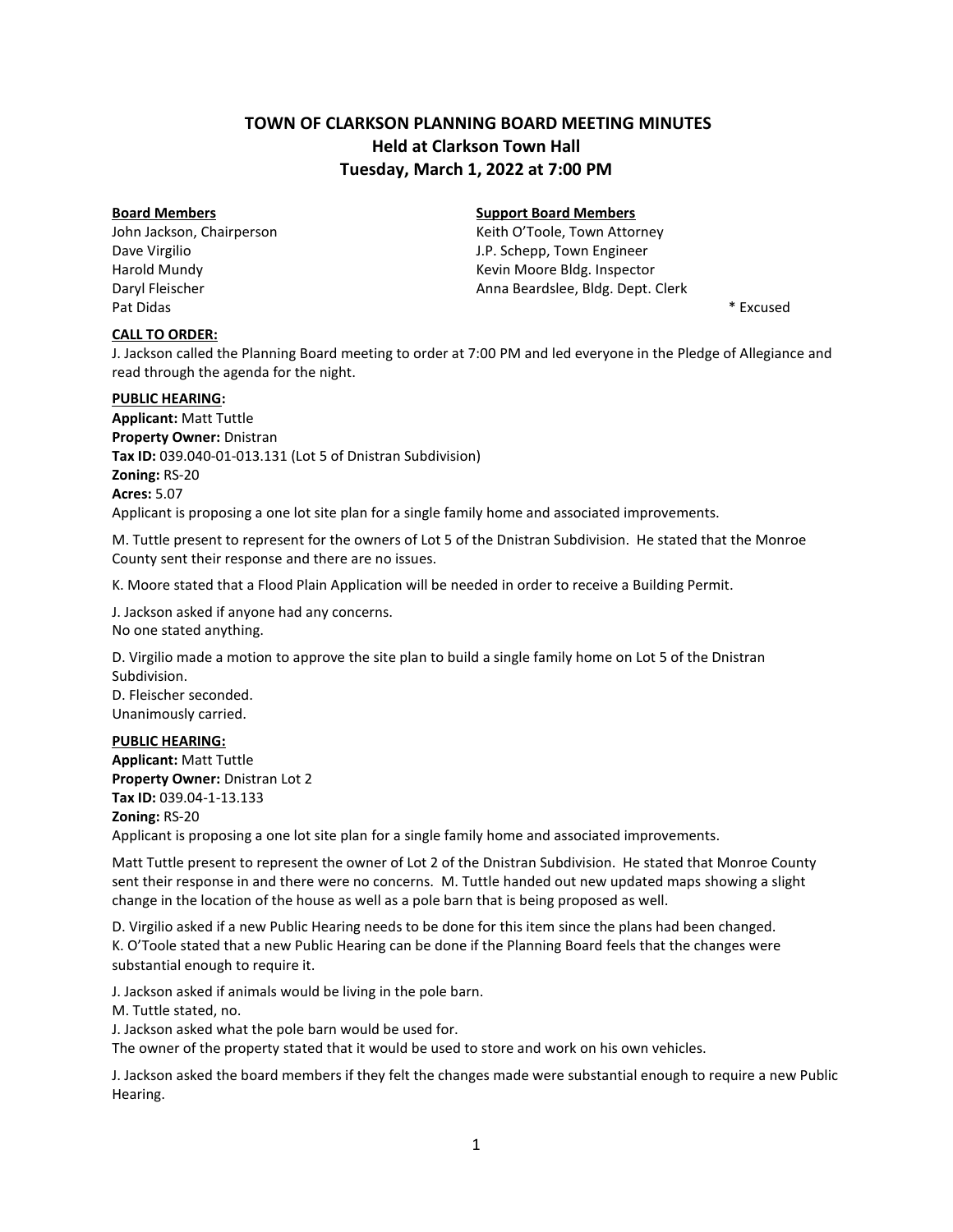# TOWN OF CLARKSON PLANNING BOARD MEETING MINUTES
## Held at Clarkson Town Hall
## Tuesday, March 1, 2022 at 7:00 PM

| **Board Members** | **Support Board Members** |
|---|---|
| John Jackson, Chairperson | Keith O'Toole, Town Attorney |
| Dave Virgilio | J.P. Schepp, Town Engineer |
| Harold Mundy | Kevin Moore Bldg. Inspector |
| Daryl Fleischer | Anna Beardslee, Bldg. Dept. Clerk |
| Pat Didas | * Excused |

**CALL TO ORDER:**

J. Jackson called the Planning Board meeting to order at 7:00 PM and led everyone in the Pledge of Allegiance and read through the agenda for the night.

**PUBLIC HEARING:**

**Applicant:** Matt Tuttle
**Property Owner:** Dnistran
**Tax ID:** 039.040-01-013.131 (Lot 5 of Dnistran Subdivision)
**Zoning:** RS-20
**Acres:** 5.07
Applicant is proposing a one lot site plan for a single family home and associated improvements.

M. Tuttle present to represent for the owners of Lot 5 of the Dnistran Subdivision. He stated that the Monroe County sent their response and there are no issues.

K. Moore stated that a Flood Plain Application will be needed in order to receive a Building Permit.

J. Jackson asked if anyone had any concerns.
No one stated anything.

D. Virgilio made a motion to approve the site plan to build a single family home on Lot 5 of the Dnistran Subdivision.
D. Fleischer seconded.
Unanimously carried.

**PUBLIC HEARING:**

**Applicant:** Matt Tuttle
**Property Owner:** Dnistran Lot 2
**Tax ID:** 039.04-1-13.133
**Zoning:** RS-20
Applicant is proposing a one lot site plan for a single family home and associated improvements.

Matt Tuttle present to represent the owner of Lot 2 of the Dnistran Subdivision. He stated that Monroe County sent their response in and there were no concerns. M. Tuttle handed out new updated maps showing a slight change in the location of the house as well as a pole barn that is being proposed as well.

D. Virgilio asked if a new Public Hearing needs to be done for this item since the plans had been changed.
K. O'Toole stated that a new Public Hearing can be done if the Planning Board feels that the changes were substantial enough to require it.

J. Jackson asked if animals would be living in the pole barn.
M. Tuttle stated, no.
J. Jackson asked what the pole barn would be used for.
The owner of the property stated that it would be used to store and work on his own vehicles.

J. Jackson asked the board members if they felt the changes made were substantial enough to require a new Public Hearing.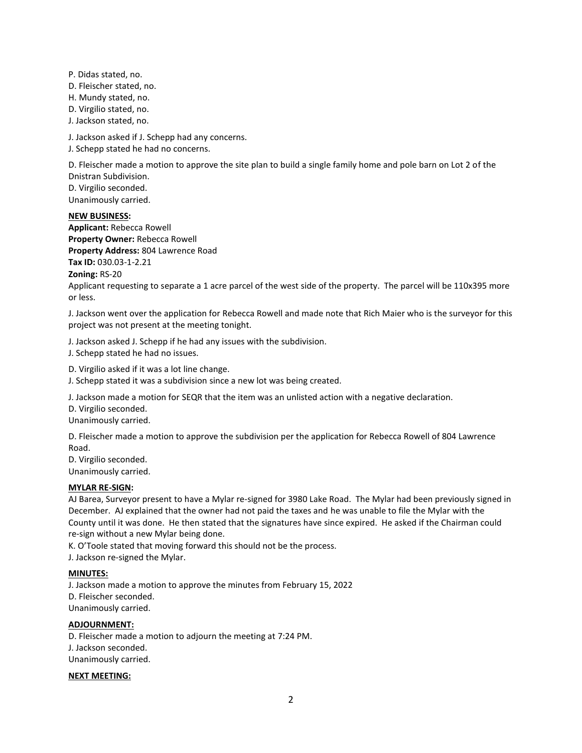P. Didas stated, no.
D. Fleischer stated, no.
H. Mundy stated, no.
D. Virgilio stated, no.
J. Jackson stated, no.

J. Jackson asked if J. Schepp had any concerns.
J. Schepp stated he had no concerns.

D. Fleischer made a motion to approve the site plan to build a single family home and pole barn on Lot 2 of the Dnistran Subdivision.
D. Virgilio seconded.
Unanimously carried.

**NEW BUSINESS:**

**Applicant:** Rebecca Rowell
**Property Owner:** Rebecca Rowell
**Property Address:** 804 Lawrence Road
**Tax ID:** 030.03-1-2.21
**Zoning:** RS-20
Applicant requesting to separate a 1 acre parcel of the west side of the property. The parcel will be 110x395 more or less.

J. Jackson went over the application for Rebecca Rowell and made note that Rich Maier who is the surveyor for this project was not present at the meeting tonight.

J. Jackson asked J. Schepp if he had any issues with the subdivision.
J. Schepp stated he had no issues.

D. Virgilio asked if it was a lot line change.
J. Schepp stated it was a subdivision since a new lot was being created.

J. Jackson made a motion for SEQR that the item was an unlisted action with a negative declaration.
D. Virgilio seconded.
Unanimously carried.

D. Fleischer made a motion to approve the subdivision per the application for Rebecca Rowell of 804 Lawrence Road.
D. Virgilio seconded.
Unanimously carried.

**MYLAR RE-SIGN:**

AJ Barea, Surveyor present to have a Mylar re-signed for 3980 Lake Road. The Mylar had been previously signed in December. AJ explained that the owner had not paid the taxes and he was unable to file the Mylar with the County until it was done. He then stated that the signatures have since expired. He asked if the Chairman could re-sign without a new Mylar being done.
K. O'Toole stated that moving forward this should not be the process.
J. Jackson re-signed the Mylar.

**MINUTES:**

J. Jackson made a motion to approve the minutes from February 15, 2022
D. Fleischer seconded.
Unanimously carried.

**ADJOURNMENT:**

D. Fleischer made a motion to adjourn the meeting at 7:24 PM.
J. Jackson seconded.
Unanimously carried.

**NEXT MEETING:**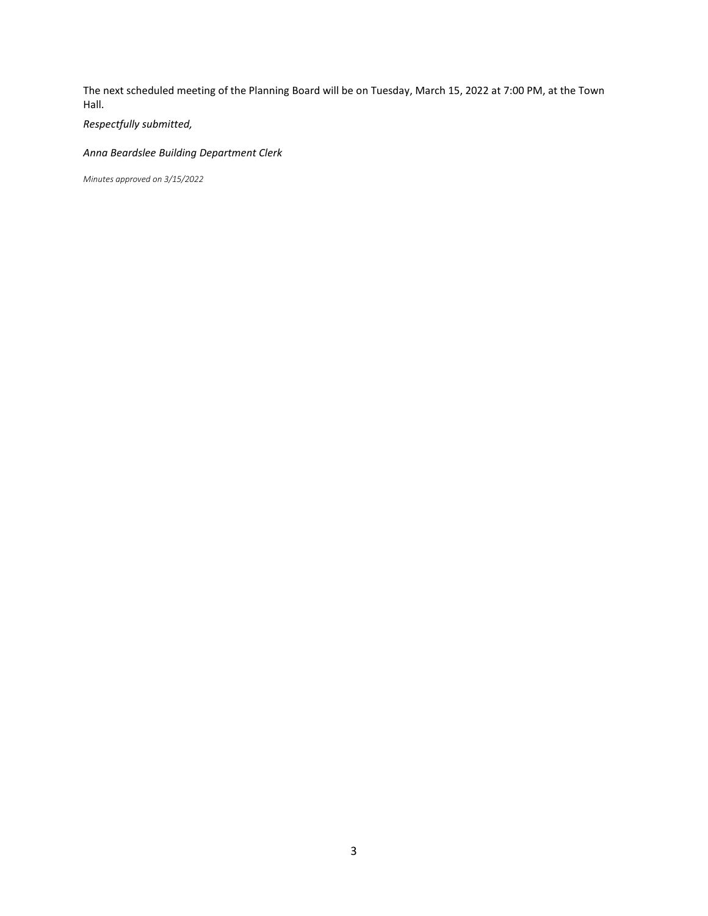The next scheduled meeting of the Planning Board will be on Tuesday, March 15, 2022 at 7:00 PM, at the Town Hall.

*Respectfully submitted,*

*Anna Beardslee Building Department Clerk*

*Minutes approved on 3/15/2022*